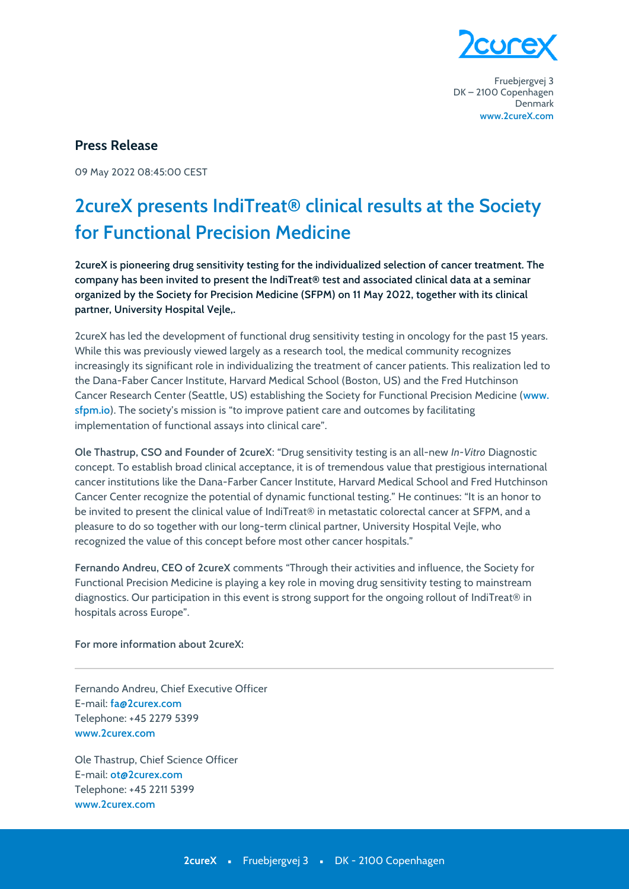Fruebjergvej 3
DK – 2100 Copenhagen
Denmark
www.2cureX.com

**Press Release**

09 May 2022 08:45:00 CEST

# 2cureX presents IndiTreat® clinical results at the Society for Functional Precision Medicine

**2cureX is pioneering drug sensitivity testing for the individualized selection of cancer treatment. The company has been invited to present the IndiTreat® test and associated clinical data at a seminar organized by the Society for Precision Medicine (SFPM) on 11 May 2022, together with its clinical partner, University Hospital Vejle,.**

2cureX has led the development of functional drug sensitivity testing in oncology for the past 15 years. While this was previously viewed largely as a research tool, the medical community recognizes increasingly its significant role in individualizing the treatment of cancer patients. This realization led to the Dana-Faber Cancer Institute, Harvard Medical School (Boston, US) and the Fred Hutchinson Cancer Research Center (Seattle, US) establishing the Society for Functional Precision Medicine (www.sfpm.io). The society's mission is "to improve patient care and outcomes by facilitating implementation of functional assays into clinical care".

**Ole Thastrup, CSO and Founder of 2cureX**: "Drug sensitivity testing is an all-new *In-Vitro* Diagnostic concept. To establish broad clinical acceptance, it is of tremendous value that prestigious international cancer institutions like the Dana-Farber Cancer Institute, Harvard Medical School and Fred Hutchinson Cancer Center recognize the potential of dynamic functional testing." He continues: "It is an honor to be invited to present the clinical value of IndiTreat® in metastatic colorectal cancer at SFPM, and a pleasure to do so together with our long-term clinical partner, University Hospital Vejle, who recognized the value of this concept before most other cancer hospitals."

**Fernando Andreu, CEO of 2cureX** comments "Through their activities and influence, the Society for Functional Precision Medicine is playing a key role in moving drug sensitivity testing to mainstream diagnostics. Our participation in this event is strong support for the ongoing rollout of IndiTreat® in hospitals across Europe".

**For more information about 2cureX:**

---

Fernando Andreu, Chief Executive Officer
E-mail: fa@2curex.com
Telephone: +45 2279 5399
www.2curex.com

Ole Thastrup, Chief Science Officer
E-mail: ot@2curex.com
Telephone: +45 2211 5399
www.2curex.com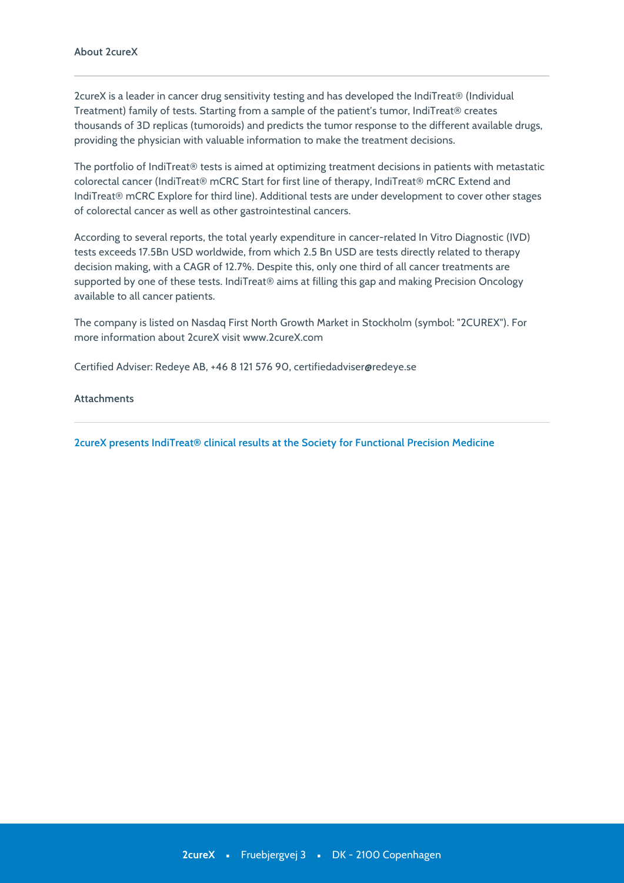## About 2cureX

2cureX is a leader in cancer drug sensitivity testing and has developed the IndiTreat® (Individual Treatment) family of tests. Starting from a sample of the patient's tumor, IndiTreat® creates thousands of 3D replicas (tumoroids) and predicts the tumor response to the different available drugs, providing the physician with valuable information to make the treatment decisions.

The portfolio of IndiTreat® tests is aimed at optimizing treatment decisions in patients with metastatic colorectal cancer (IndiTreat® mCRC Start for first line of therapy, IndiTreat® mCRC Extend and IndiTreat® mCRC Explore for third line). Additional tests are under development to cover other stages of colorectal cancer as well as other gastrointestinal cancers.

According to several reports, the total yearly expenditure in cancer-related In Vitro Diagnostic (IVD) tests exceeds 17.5Bn USD worldwide, from which 2.5 Bn USD are tests directly related to therapy decision making, with a CAGR of 12.7%. Despite this, only one third of all cancer treatments are supported by one of these tests. IndiTreat® aims at filling this gap and making Precision Oncology available to all cancer patients.

The company is listed on Nasdaq First North Growth Market in Stockholm (symbol: "2CUREX"). For more information about 2cureX visit www.2cureX.com

Certified Adviser: Redeye AB, +46 8 121 576 90, certifiedadviser@redeye.se

## Attachments

2cureX presents IndiTreat® clinical results at the Society for Functional Precision Medicine

**2cureX** ▪ Fruebjergvej 3 ▪ DK - 2100 Copenhagen